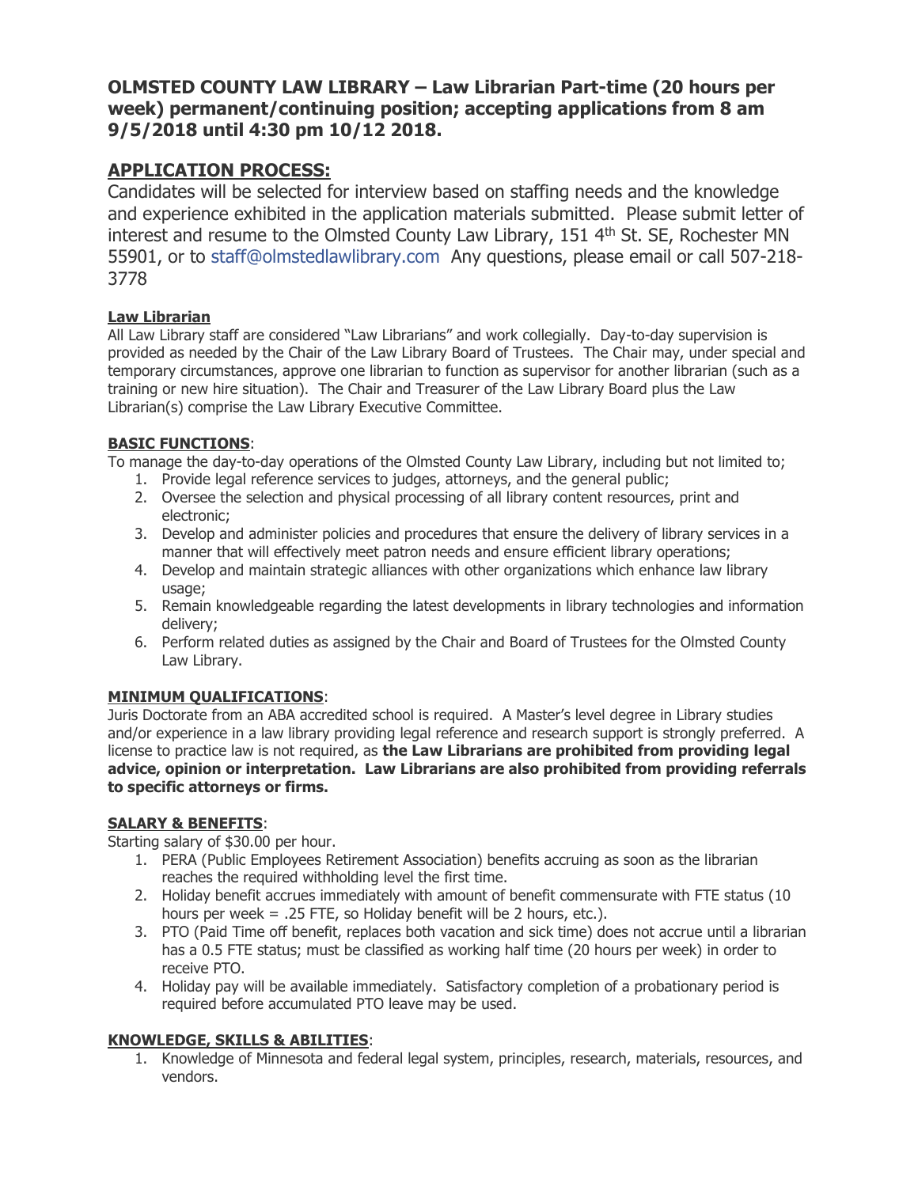# OLMSTED COUNTY LAW LIBRARY – Law Librarian Part-time (20 hours per week) permanent/continuing position; accepting applications from 8 am 9/5/2018 until 4:30 pm 10/12 2018.

## APPLICATION PROCESS:

Candidates will be selected for interview based on staffing needs and the knowledge and experience exhibited in the application materials submitted. Please submit letter of interest and resume to the Olmsted County Law Library, 151 4th St. SE, Rochester MN 55901, or to staff@olmstedlawlibrary.com Any questions, please email or call 507-218-3778

### Law Librarian

All Law Library staff are considered "Law Librarians" and work collegially. Day-to-day supervision is provided as needed by the Chair of the Law Library Board of Trustees. The Chair may, under special and temporary circumstances, approve one librarian to function as supervisor for another librarian (such as a training or new hire situation). The Chair and Treasurer of the Law Library Board plus the Law Librarian(s) comprise the Law Library Executive Committee.

### BASIC FUNCTIONS:

To manage the day-to-day operations of the Olmsted County Law Library, including but not limited to;

1. Provide legal reference services to judges, attorneys, and the general public;
2. Oversee the selection and physical processing of all library content resources, print and electronic;
3. Develop and administer policies and procedures that ensure the delivery of library services in a manner that will effectively meet patron needs and ensure efficient library operations;
4. Develop and maintain strategic alliances with other organizations which enhance law library usage;
5. Remain knowledgeable regarding the latest developments in library technologies and information delivery;
6. Perform related duties as assigned by the Chair and Board of Trustees for the Olmsted County Law Library.

### MINIMUM QUALIFICATIONS:

Juris Doctorate from an ABA accredited school is required. A Master's level degree in Library studies and/or experience in a law library providing legal reference and research support is strongly preferred. A license to practice law is not required, as **the Law Librarians are prohibited from providing legal advice, opinion or interpretation. Law Librarians are also prohibited from providing referrals to specific attorneys or firms.**

### SALARY & BENEFITS:

Starting salary of $30.00 per hour.

1. PERA (Public Employees Retirement Association) benefits accruing as soon as the librarian reaches the required withholding level the first time.
2. Holiday benefit accrues immediately with amount of benefit commensurate with FTE status (10 hours per week = .25 FTE, so Holiday benefit will be 2 hours, etc.).
3. PTO (Paid Time off benefit, replaces both vacation and sick time) does not accrue until a librarian has a 0.5 FTE status; must be classified as working half time (20 hours per week) in order to receive PTO.
4. Holiday pay will be available immediately. Satisfactory completion of a probationary period is required before accumulated PTO leave may be used.

### KNOWLEDGE, SKILLS & ABILITIES:

1. Knowledge of Minnesota and federal legal system, principles, research, materials, resources, and vendors.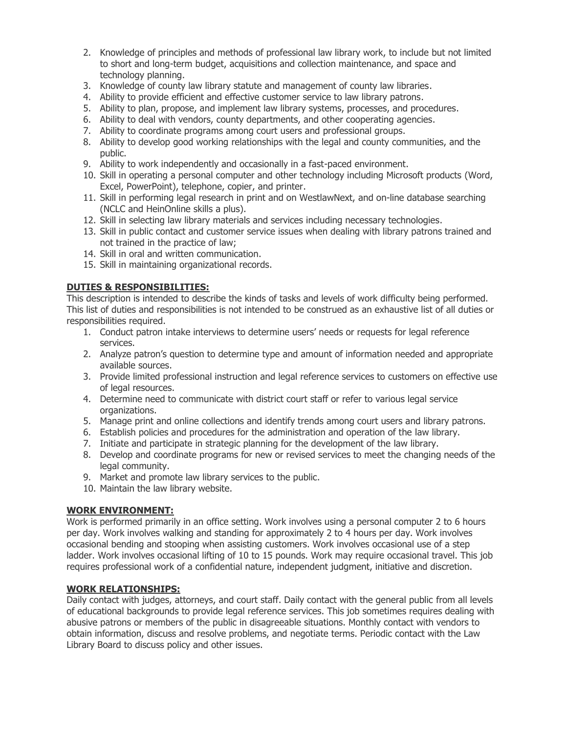2. Knowledge of principles and methods of professional law library work, to include but not limited to short and long-term budget, acquisitions and collection maintenance, and space and technology planning.
3. Knowledge of county law library statute and management of county law libraries.
4. Ability to provide efficient and effective customer service to law library patrons.
5. Ability to plan, propose, and implement law library systems, processes, and procedures.
6. Ability to deal with vendors, county departments, and other cooperating agencies.
7. Ability to coordinate programs among court users and professional groups.
8. Ability to develop good working relationships with the legal and county communities, and the public.
9. Ability to work independently and occasionally in a fast-paced environment.
10. Skill in operating a personal computer and other technology including Microsoft products (Word, Excel, PowerPoint), telephone, copier, and printer.
11. Skill in performing legal research in print and on WestlawNext, and on-line database searching (NCLC and HeinOnline skills a plus).
12. Skill in selecting law library materials and services including necessary technologies.
13. Skill in public contact and customer service issues when dealing with library patrons trained and not trained in the practice of law;
14. Skill in oral and written communication.
15. Skill in maintaining organizational records.

**DUTIES & RESPONSIBILITIES:**

This description is intended to describe the kinds of tasks and levels of work difficulty being performed. This list of duties and responsibilities is not intended to be construed as an exhaustive list of all duties or responsibilities required.

1. Conduct patron intake interviews to determine users' needs or requests for legal reference services.
2. Analyze patron's question to determine type and amount of information needed and appropriate available sources.
3. Provide limited professional instruction and legal reference services to customers on effective use of legal resources.
4. Determine need to communicate with district court staff or refer to various legal service organizations.
5. Manage print and online collections and identify trends among court users and library patrons.
6. Establish policies and procedures for the administration and operation of the law library.
7. Initiate and participate in strategic planning for the development of the law library.
8. Develop and coordinate programs for new or revised services to meet the changing needs of the legal community.
9. Market and promote law library services to the public.
10. Maintain the law library website.

**WORK ENVIRONMENT:**

Work is performed primarily in an office setting. Work involves using a personal computer 2 to 6 hours per day. Work involves walking and standing for approximately 2 to 4 hours per day. Work involves occasional bending and stooping when assisting customers. Work involves occasional use of a step ladder. Work involves occasional lifting of 10 to 15 pounds. Work may require occasional travel. This job requires professional work of a confidential nature, independent judgment, initiative and discretion.

**WORK RELATIONSHIPS:**

Daily contact with judges, attorneys, and court staff. Daily contact with the general public from all levels of educational backgrounds to provide legal reference services. This job sometimes requires dealing with abusive patrons or members of the public in disagreeable situations. Monthly contact with vendors to obtain information, discuss and resolve problems, and negotiate terms. Periodic contact with the Law Library Board to discuss policy and other issues.